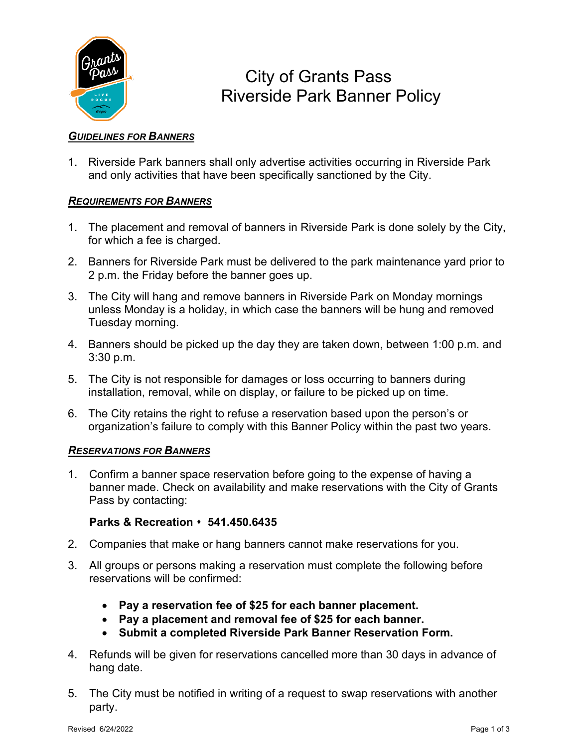# City of Grants Pass
# Riverside Park Banner Policy

## ***Guidelines for Banners***

1. Riverside Park banners shall only advertise activities occurring in Riverside Park and only activities that have been specifically sanctioned by the City.

## ***Requirements for Banners***

1. The placement and removal of banners in Riverside Park is done solely by the City, for which a fee is charged.
2. Banners for Riverside Park must be delivered to the park maintenance yard prior to 2 p.m. the Friday before the banner goes up.
3. The City will hang and remove banners in Riverside Park on Monday mornings unless Monday is a holiday, in which case the banners will be hung and removed Tuesday morning.
4. Banners should be picked up the day they are taken down, between 1:00 p.m. and 3:30 p.m.
5. The City is not responsible for damages or loss occurring to banners during installation, removal, while on display, or failure to be picked up on time.
6. The City retains the right to refuse a reservation based upon the person's or organization's failure to comply with this Banner Policy within the past two years.

## ***Reservations for Banners***

1. Confirm a banner space reservation before going to the expense of having a banner made. Check on availability and make reservations with the City of Grants Pass by contacting:

   **Parks & Recreation ⬩ 541.450.6435**

2. Companies that make or hang banners cannot make reservations for you.
3. All groups or persons making a reservation must complete the following before reservations will be confirmed:
   - **Pay a reservation fee of $25 for each banner placement.**
   - **Pay a placement and removal fee of $25 for each banner.**
   - **Submit a completed Riverside Park Banner Reservation Form.**
4. Refunds will be given for reservations cancelled more than 30 days in advance of hang date.
5. The City must be notified in writing of a request to swap reservations with another party.

Revised 6/24/2022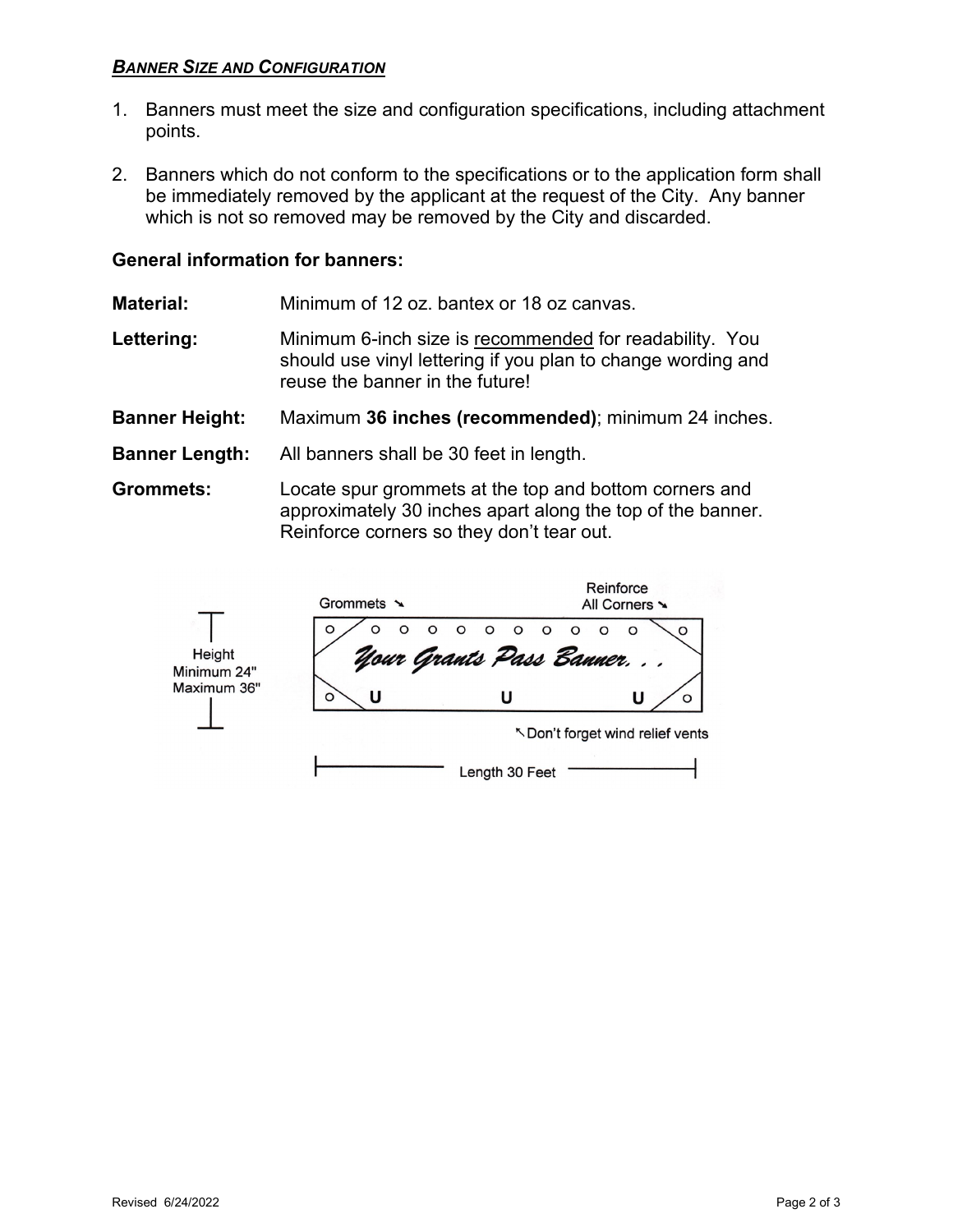***BANNER SIZE AND CONFIGURATION***

1. Banners must meet the size and configuration specifications, including attachment points.

2. Banners which do not conform to the specifications or to the application form shall be immediately removed by the applicant at the request of the City. Any banner which is not so removed may be removed by the City and discarded.

**General information for banners:**

**Material:** Minimum of 12 oz. bantex or 18 oz canvas.

**Lettering:** Minimum 6-inch size is recommended for readability. You should use vinyl lettering if you plan to change wording and reuse the banner in the future!

**Banner Height:** Maximum **36 inches (recommended)**; minimum 24 inches.

**Banner Length:** All banners shall be 30 feet in length.

**Grommets:** Locate spur grommets at the top and bottom corners and approximately 30 inches apart along the top of the banner. Reinforce corners so they don't tear out.

Grommets ↘ Reinforce All Corners ↘

Height Minimum 24" Maximum 36"

*Your Grants Pass Banner. . .*

↖Don't forget wind relief vents

Length 30 Feet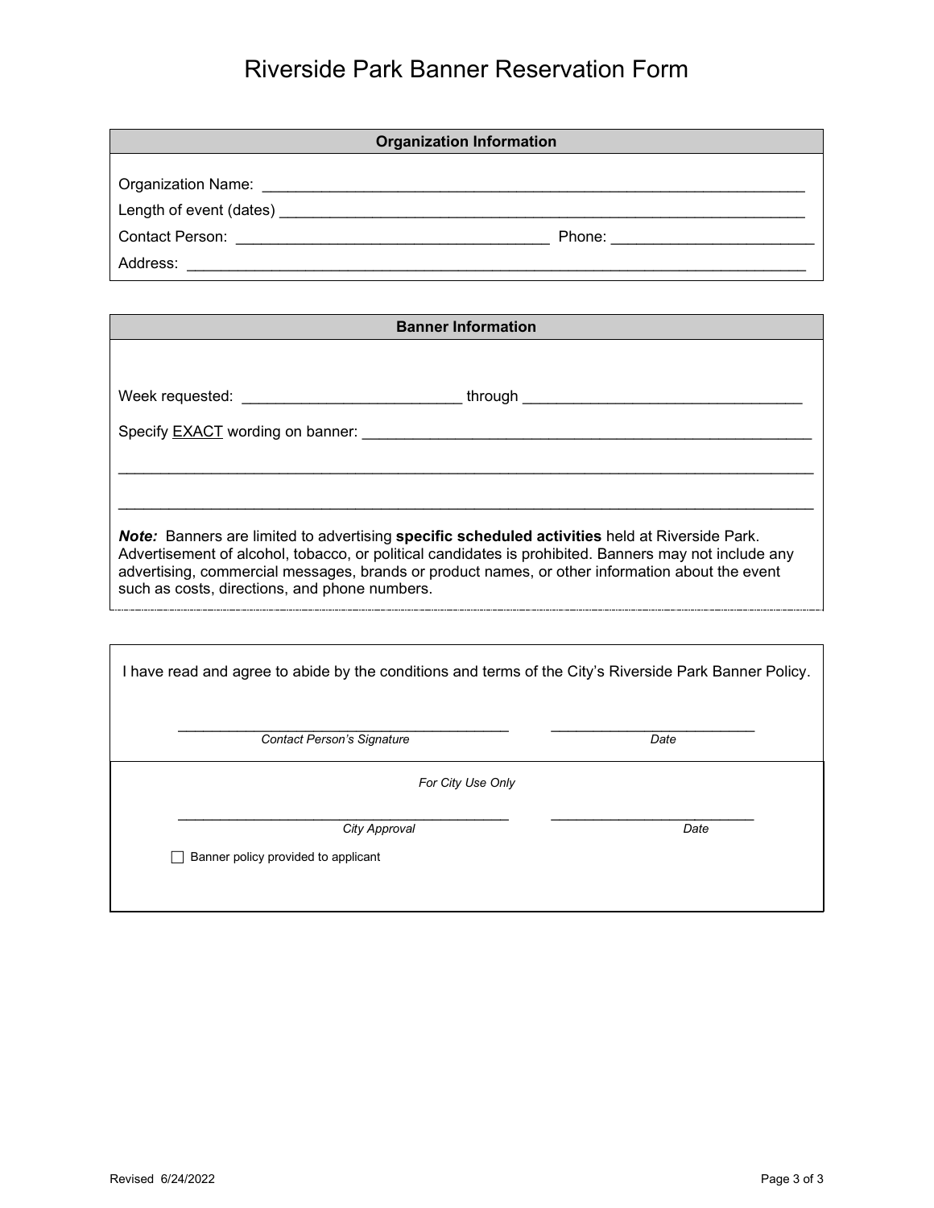# Riverside Park Banner Reservation Form

## Organization Information

Organization Name: ___________________________________________________________________

Length of event (dates) _______________________________________________________________

Contact Person: _____________________________________ Phone: _______________________

Address: _________________________________________________________________________

## Banner Information

Week requested: _________________________ through ________________________________

Specify <u>EXACT</u> wording on banner: ____________________________________________________

_________________________________________________________________________________

_________________________________________________________________________________

***Note:*** Banners are limited to advertising **specific scheduled activities** held at Riverside Park. Advertisement of alcohol, tobacco, or political candidates is prohibited. Banners may not include any advertising, commercial messages, brands or product names, or other information about the event such as costs, directions, and phone numbers.

---

I have read and agree to abide by the conditions and terms of the City's Riverside Park Banner Policy.

_________________________________________ *Contact Person's Signature*

_________________________ *Date*

*For City Use Only*

_________________________________________ *City Approval*

_________________________ *Date*

☐ Banner policy provided to applicant

Revised 6/24/2022